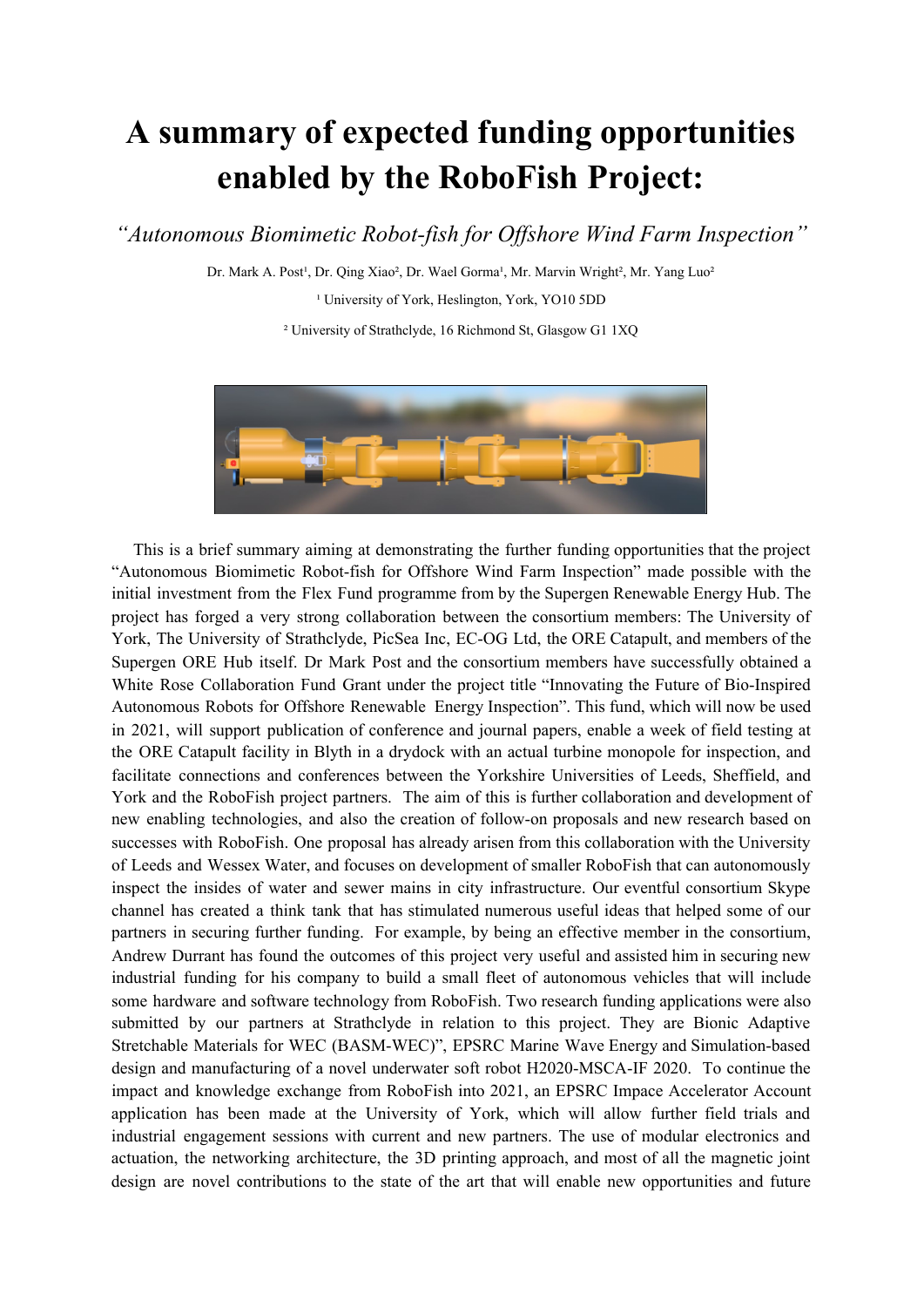# A summary of expected funding opportunities enabled by the RoboFish Project:

*"Autonomous Biomimetic Robot-fish for Offshore Wind Farm Inspection"*

Dr. Mark A. Post[1], Dr. Qing Xiao[2], Dr. Wael Gorma[1], Mr. Marvin Wright[2], Mr. Yang Luo[2]

[1] University of York, Heslington, York, YO10 5DD

[2] University of Strathclyde, 16 Richmond St, Glasgow G1 1XQ

This is a brief summary aiming at demonstrating the further funding opportunities that the project "Autonomous Biomimetic Robot-fish for Offshore Wind Farm Inspection" made possible with the initial investment from the Flex Fund programme from by the Supergen Renewable Energy Hub. The project has forged a very strong collaboration between the consortium members: The University of York, The University of Strathclyde, PicSea Inc, EC-OG Ltd, the ORE Catapult, and members of the Supergen ORE Hub itself. Dr Mark Post and the consortium members have successfully obtained a White Rose Collaboration Fund Grant under the project title "Innovating the Future of Bio-Inspired Autonomous Robots for Offshore Renewable Energy Inspection". This fund, which will now be used in 2021, will support publication of conference and journal papers, enable a week of field testing at the ORE Catapult facility in Blyth in a drydock with an actual turbine monopole for inspection, and facilitate connections and conferences between the Yorkshire Universities of Leeds, Sheffield, and York and the RoboFish project partners. The aim of this is further collaboration and development of new enabling technologies, and also the creation of follow-on proposals and new research based on successes with RoboFish. One proposal has already arisen from this collaboration with the University of Leeds and Wessex Water, and focuses on development of smaller RoboFish that can autonomously inspect the insides of water and sewer mains in city infrastructure. Our eventful consortium Skype channel has created a think tank that has stimulated numerous useful ideas that helped some of our partners in securing further funding. For example, by being an effective member in the consortium, Andrew Durrant has found the outcomes of this project very useful and assisted him in securing new industrial funding for his company to build a small fleet of autonomous vehicles that will include some hardware and software technology from RoboFish. Two research funding applications were also submitted by our partners at Strathclyde in relation to this project. They are Bionic Adaptive Stretchable Materials for WEC (BASM-WEC)", EPSRC Marine Wave Energy and Simulation-based design and manufacturing of a novel underwater soft robot H2020-MSCA-IF 2020. To continue the impact and knowledge exchange from RoboFish into 2021, an EPSRC Impace Accelerator Account application has been made at the University of York, which will allow further field trials and industrial engagement sessions with current and new partners. The use of modular electronics and actuation, the networking architecture, the 3D printing approach, and most of all the magnetic joint design are novel contributions to the state of the art that will enable new opportunities and future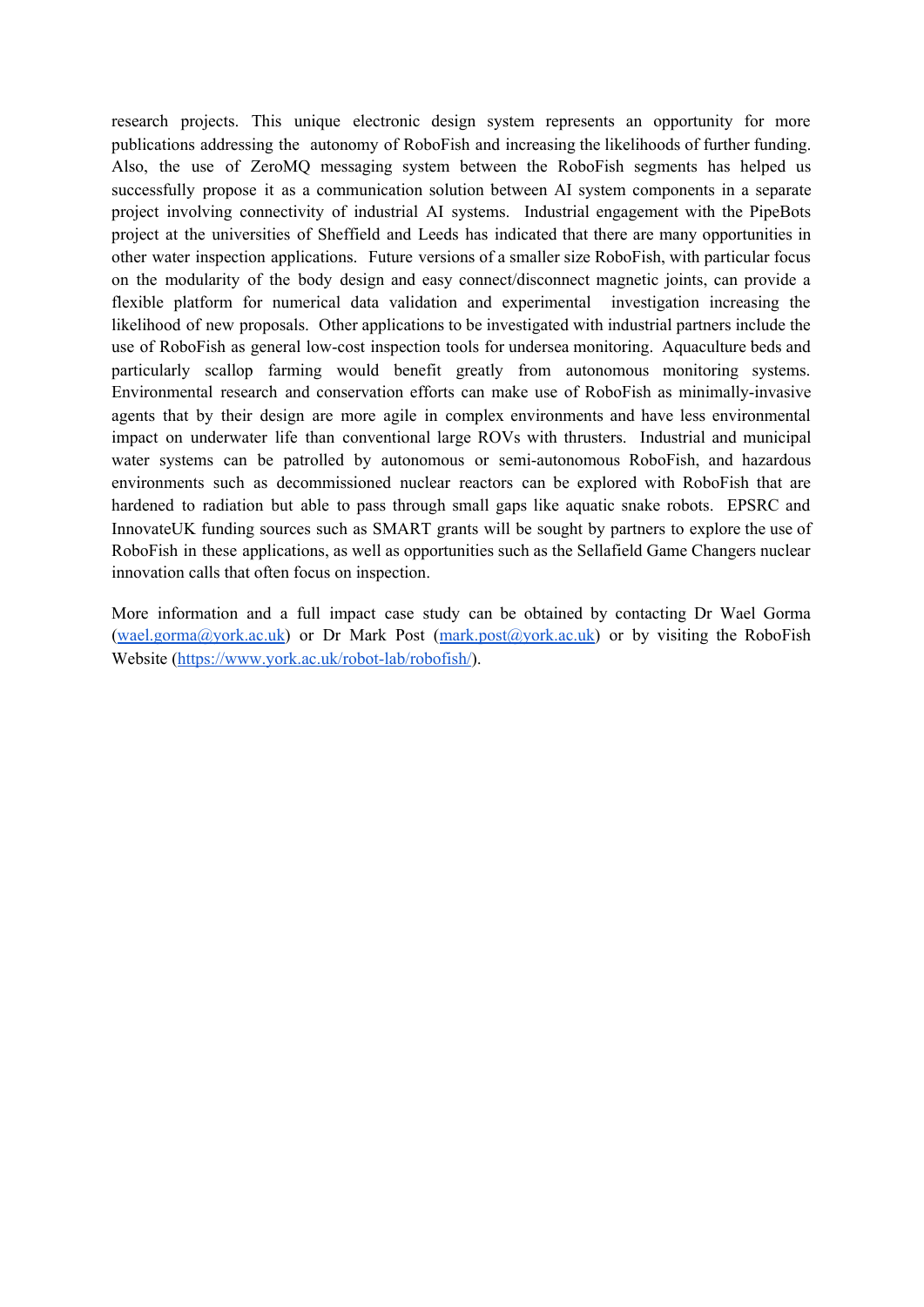research projects. This unique electronic design system represents an opportunity for more publications addressing the autonomy of RoboFish and increasing the likelihoods of further funding. Also, the use of ZeroMQ messaging system between the RoboFish segments has helped us successfully propose it as a communication solution between AI system components in a separate project involving connectivity of industrial AI systems. Industrial engagement with the PipeBots project at the universities of Sheffield and Leeds has indicated that there are many opportunities in other water inspection applications. Future versions of a smaller size RoboFish, with particular focus on the modularity of the body design and easy connect/disconnect magnetic joints, can provide a flexible platform for numerical data validation and experimental investigation increasing the likelihood of new proposals. Other applications to be investigated with industrial partners include the use of RoboFish as general low-cost inspection tools for undersea monitoring. Aquaculture beds and particularly scallop farming would benefit greatly from autonomous monitoring systems. Environmental research and conservation efforts can make use of RoboFish as minimally-invasive agents that by their design are more agile in complex environments and have less environmental impact on underwater life than conventional large ROVs with thrusters. Industrial and municipal water systems can be patrolled by autonomous or semi-autonomous RoboFish, and hazardous environments such as decommissioned nuclear reactors can be explored with RoboFish that are hardened to radiation but able to pass through small gaps like aquatic snake robots. EPSRC and InnovateUK funding sources such as SMART grants will be sought by partners to explore the use of RoboFish in these applications, as well as opportunities such as the Sellafield Game Changers nuclear innovation calls that often focus on inspection.

More information and a full impact case study can be obtained by contacting Dr Wael Gorma (wael.gorma@york.ac.uk) or Dr Mark Post (mark.post@york.ac.uk) or by visiting the RoboFish Website (https://www.york.ac.uk/robot-lab/robofish/).